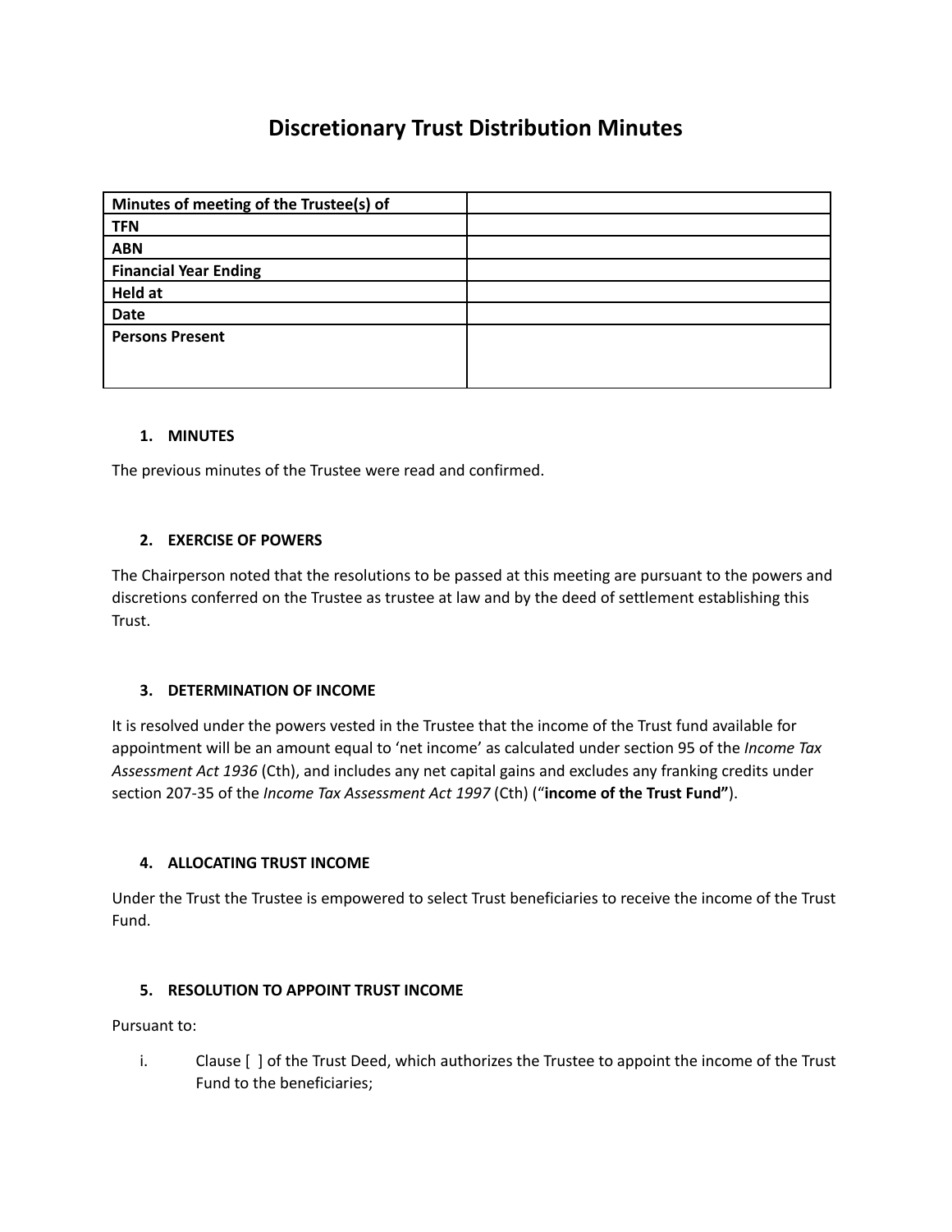# Discretionary Trust Distribution Minutes

| Minutes of meeting of the Trustee(s) of | |
|---|---|
| TFN | |
| ABN | |
| Financial Year Ending | |
| Held at | |
| Date | |
| Persons Present | |

## 1. MINUTES

The previous minutes of the Trustee were read and confirmed.

## 2. EXERCISE OF POWERS

The Chairperson noted that the resolutions to be passed at this meeting are pursuant to the powers and discretions conferred on the Trustee as trustee at law and by the deed of settlement establishing this Trust.

## 3. DETERMINATION OF INCOME

It is resolved under the powers vested in the Trustee that the income of the Trust fund available for appointment will be an amount equal to 'net income' as calculated under section 95 of the *Income Tax Assessment Act 1936* (Cth), and includes any net capital gains and excludes any franking credits under section 207-35 of the *Income Tax Assessment Act 1997* (Cth) ("**income of the Trust Fund"**).

## 4. ALLOCATING TRUST INCOME

Under the Trust the Trustee is empowered to select Trust beneficiaries to receive the income of the Trust Fund.

## 5. RESOLUTION TO APPOINT TRUST INCOME

Pursuant to:

i. Clause [ ] of the Trust Deed, which authorizes the Trustee to appoint the income of the Trust Fund to the beneficiaries;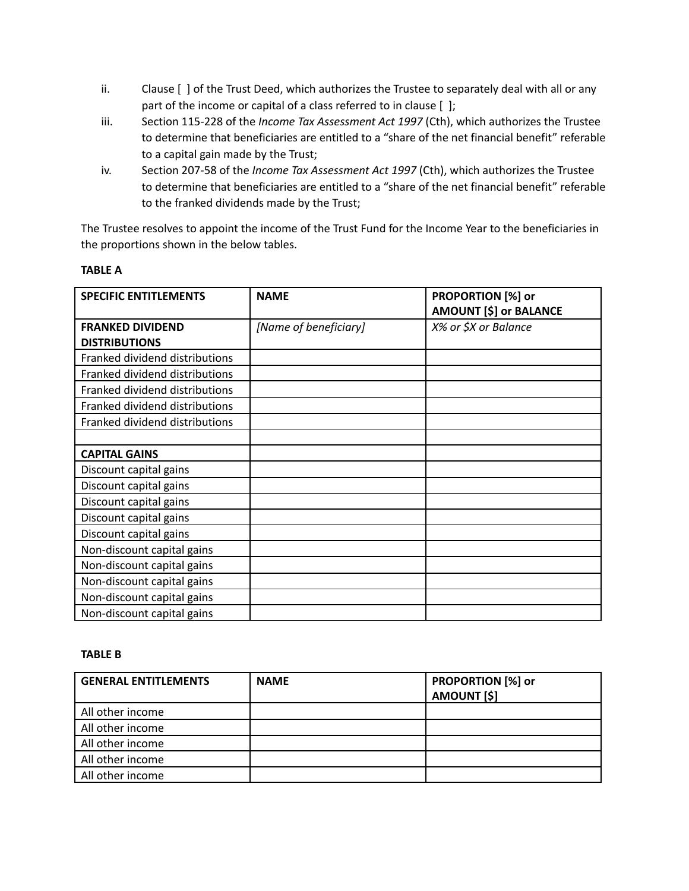ii. Clause [ ] of the Trust Deed, which authorizes the Trustee to separately deal with all or any part of the income or capital of a class referred to in clause [ ];

iii. Section 115-228 of the *Income Tax Assessment Act 1997* (Cth), which authorizes the Trustee to determine that beneficiaries are entitled to a "share of the net financial benefit" referable to a capital gain made by the Trust;

iv. Section 207-58 of the *Income Tax Assessment Act 1997* (Cth), which authorizes the Trustee to determine that beneficiaries are entitled to a "share of the net financial benefit" referable to the franked dividends made by the Trust;

The Trustee resolves to appoint the income of the Trust Fund for the Income Year to the beneficiaries in the proportions shown in the below tables.

**TABLE A**

| SPECIFIC ENTITLEMENTS | NAME | PROPORTION [%] or AMOUNT [$] or BALANCE |
|---|---|---|
| **FRANKED DIVIDEND DISTRIBUTIONS** | *[Name of beneficiary]* | *X% or $X or Balance* |
| Franked dividend distributions | | |
| Franked dividend distributions | | |
| Franked dividend distributions | | |
| Franked dividend distributions | | |
| Franked dividend distributions | | |
| | | |
| **CAPITAL GAINS** | | |
| Discount capital gains | | |
| Discount capital gains | | |
| Discount capital gains | | |
| Discount capital gains | | |
| Discount capital gains | | |
| Non-discount capital gains | | |
| Non-discount capital gains | | |
| Non-discount capital gains | | |
| Non-discount capital gains | | |
| Non-discount capital gains | | |

**TABLE B**

| GENERAL ENTITLEMENTS | NAME | PROPORTION [%] or AMOUNT [$] |
|---|---|---|
| All other income | | |
| All other income | | |
| All other income | | |
| All other income | | |
| All other income | | |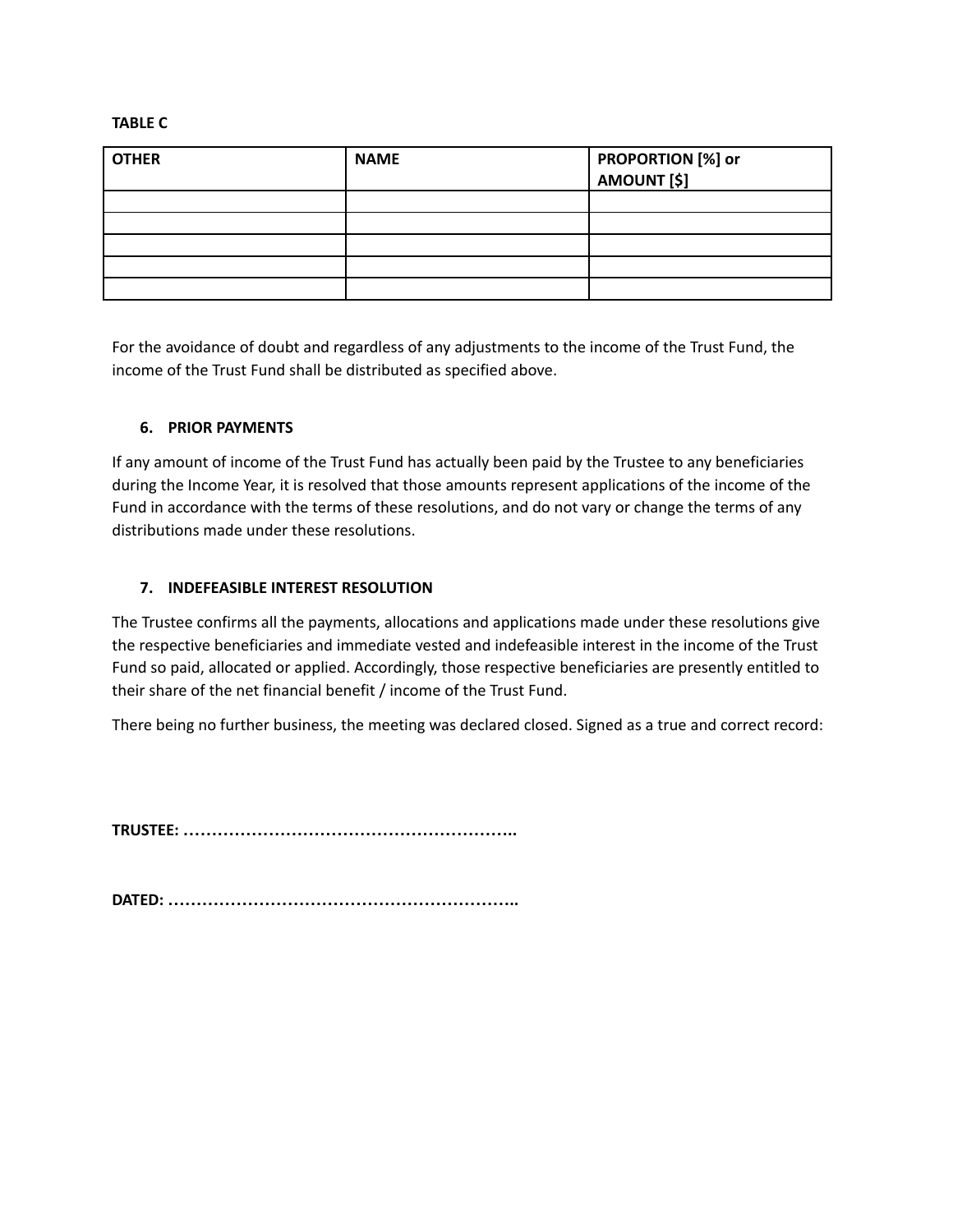**TABLE C**

| OTHER | NAME | PROPORTION [%] or AMOUNT [$] |
|---|---|---|
| | | |
| | | |
| | | |
| | | |
| | | |

For the avoidance of doubt and regardless of any adjustments to the income of the Trust Fund, the income of the Trust Fund shall be distributed as specified above.

**6. PRIOR PAYMENTS**

If any amount of income of the Trust Fund has actually been paid by the Trustee to any beneficiaries during the Income Year, it is resolved that those amounts represent applications of the income of the Fund in accordance with the terms of these resolutions, and do not vary or change the terms of any distributions made under these resolutions.

**7. INDEFEASIBLE INTEREST RESOLUTION**

The Trustee confirms all the payments, allocations and applications made under these resolutions give the respective beneficiaries and immediate vested and indefeasible interest in the income of the Trust Fund so paid, allocated or applied. Accordingly, those respective beneficiaries are presently entitled to their share of the net financial benefit / income of the Trust Fund.

There being no further business, the meeting was declared closed. Signed as a true and correct record:

**TRUSTEE: …………………………………………………..**

**DATED: ……………………………………………………..**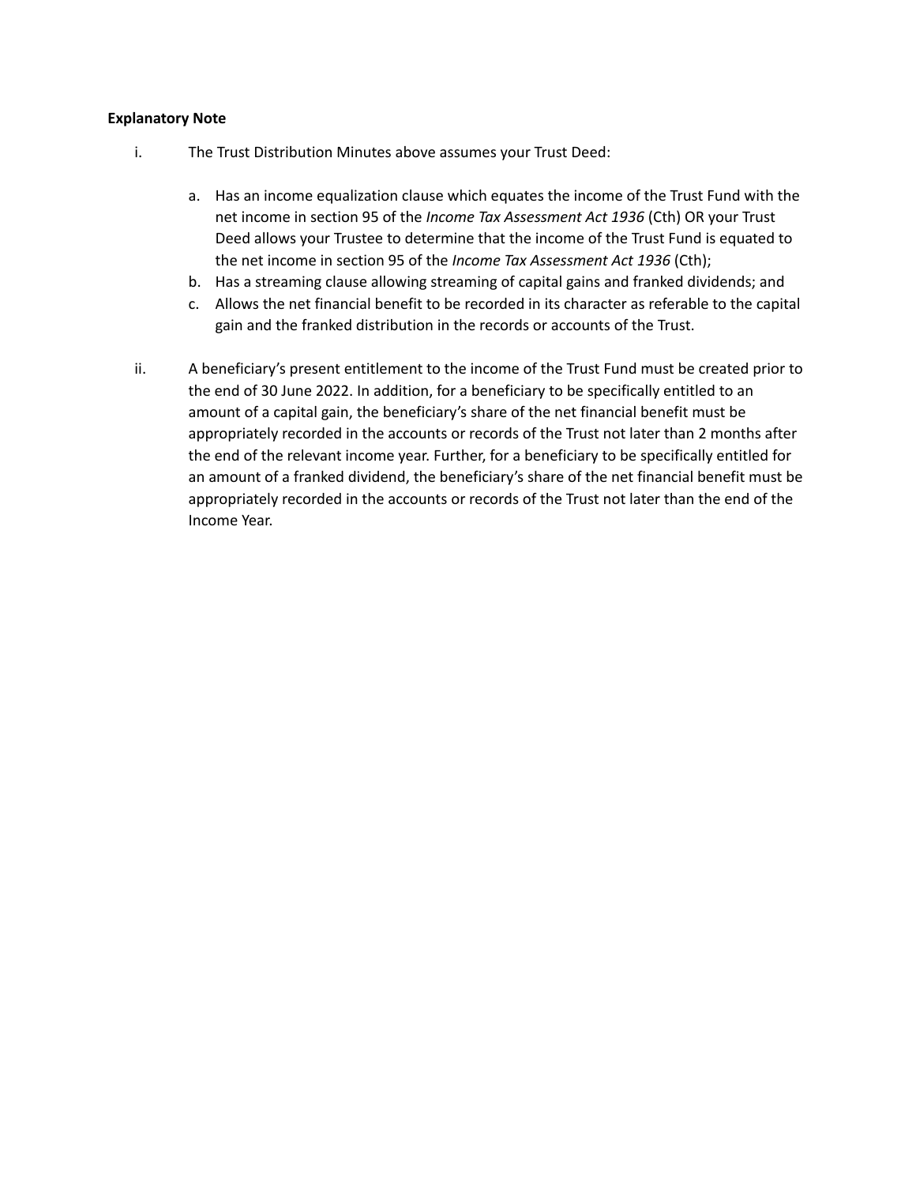**Explanatory Note**

i. The Trust Distribution Minutes above assumes your Trust Deed:

   a. Has an income equalization clause which equates the income of the Trust Fund with the net income in section 95 of the *Income Tax Assessment Act 1936* (Cth) OR your Trust Deed allows your Trustee to determine that the income of the Trust Fund is equated to the net income in section 95 of the *Income Tax Assessment Act 1936* (Cth);
   b. Has a streaming clause allowing streaming of capital gains and franked dividends; and
   c. Allows the net financial benefit to be recorded in its character as referable to the capital gain and the franked distribution in the records or accounts of the Trust.

ii. A beneficiary's present entitlement to the income of the Trust Fund must be created prior to the end of 30 June 2022. In addition, for a beneficiary to be specifically entitled to an amount of a capital gain, the beneficiary's share of the net financial benefit must be appropriately recorded in the accounts or records of the Trust not later than 2 months after the end of the relevant income year. Further, for a beneficiary to be specifically entitled for an amount of a franked dividend, the beneficiary's share of the net financial benefit must be appropriately recorded in the accounts or records of the Trust not later than the end of the Income Year.